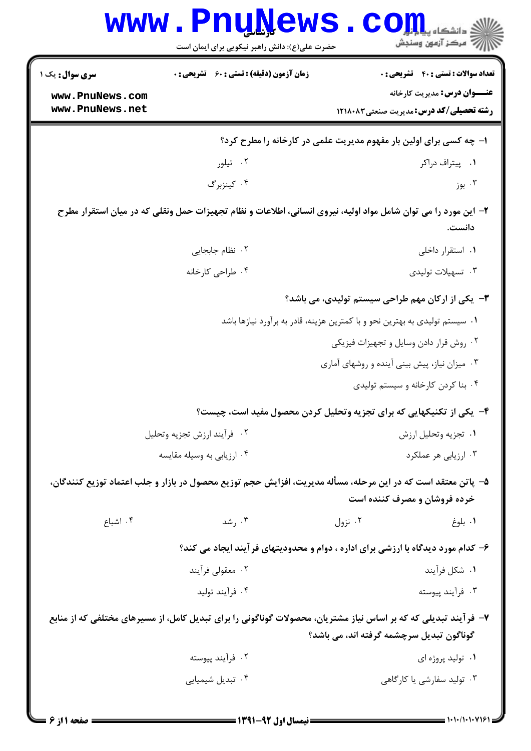کارشناسی

حضرت علی(ع): دانش راهبر نیکویی برای ایمان است

دانشگاه پیام نور
مرکز آزمون وسنجش

**سری سوال:** یک ۱

**زمان آزمون (دقیقه) : تستی : ۶۰ تشریحی : ۰**

**تعداد سوالات : تستی : ۴۰ تشریحی : ۰**

**عنـــوان درس:** مدیریت کارخانه

**رشته تحصیلی/کد درس:** مدیریت صنعتی ۱۲۱۸۰۸۳

---

**۱- چه کسی برای اولین بار مفهوم مدیریت علمی در کارخانه را مطرح کرد؟**

۱. پیتراف دراکر
۲. تیلور
۳. بوز
۴. کینزبرگ

**۲- این مورد را می توان شامل مواد اولیه، نیروی انسانی، اطلاعات و نظام تجهیزات حمل ونقلی که در میان استقرار مطرح دانست.**

۱. استقرار داخلی
۲. نظام جابجایی
۳. تسهیلات تولیدی
۴. طراحی کارخانه

**۳- یکی از ارکان مهم طراحی سیستم تولیدی، می باشد؟**

۱. سیستم تولیدی به بهترین نحو و با کمترین هزینه، قادر به برآورد نیازها باشد
۲. روش قرار دادن وسایل و تجهیزات فیزیکی
۳. میزان نیاز، پیش بینی آینده و روشهای آماری
۴. بنا کردن کارخانه و سیستم تولیدی

**۴- یکی از تکنیکهایی که برای تجزیه وتحلیل کردن محصول مفید است، چیست؟**

۱. تجزیه وتحلیل ارزش
۲. فرآیند ارزش تجزیه وتحلیل
۳. ارزیابی هر عملکرد
۴. ارزیابی به وسیله مقایسه

**۵- پاتن معتقد است که در این مرحله، مسأله مدیریت، افزایش حجم توزیع محصول در بازار و جلب اعتماد توزیع کنندگان، خرده فروشان و مصرف کننده است**

۱. بلوغ
۲. نزول
۳. رشد
۴. اشباع

**۶- کدام مورد دیدگاه با ارزشی برای اداره ، دوام و محدودیتهای فرآیند ایجاد می کند؟**

۱. شکل فرآیند
۲. معقولی فرآیند
۳. فرآیند پیوسته
۴. فرآیند تولید

**۷- فرآیند تبدیلی که بر اساس نیاز مشتریان، محصولات گوناگونی را برای تبدیل کامل، از مسیرهای مختلفی که از منابع گوناگون تبدیل سرچشمه گرفته اند، می باشد؟**

۱. تولید پروژه ای
۲. فرآیند پیوسته
۳. تولید سفارشی یا کارگاهی
۴. تبدیل شیمیایی

---

نیمسال اول ۹۲-۱۳۹۱

۱۰۱۰/۱۰۱۰۷۱۶۱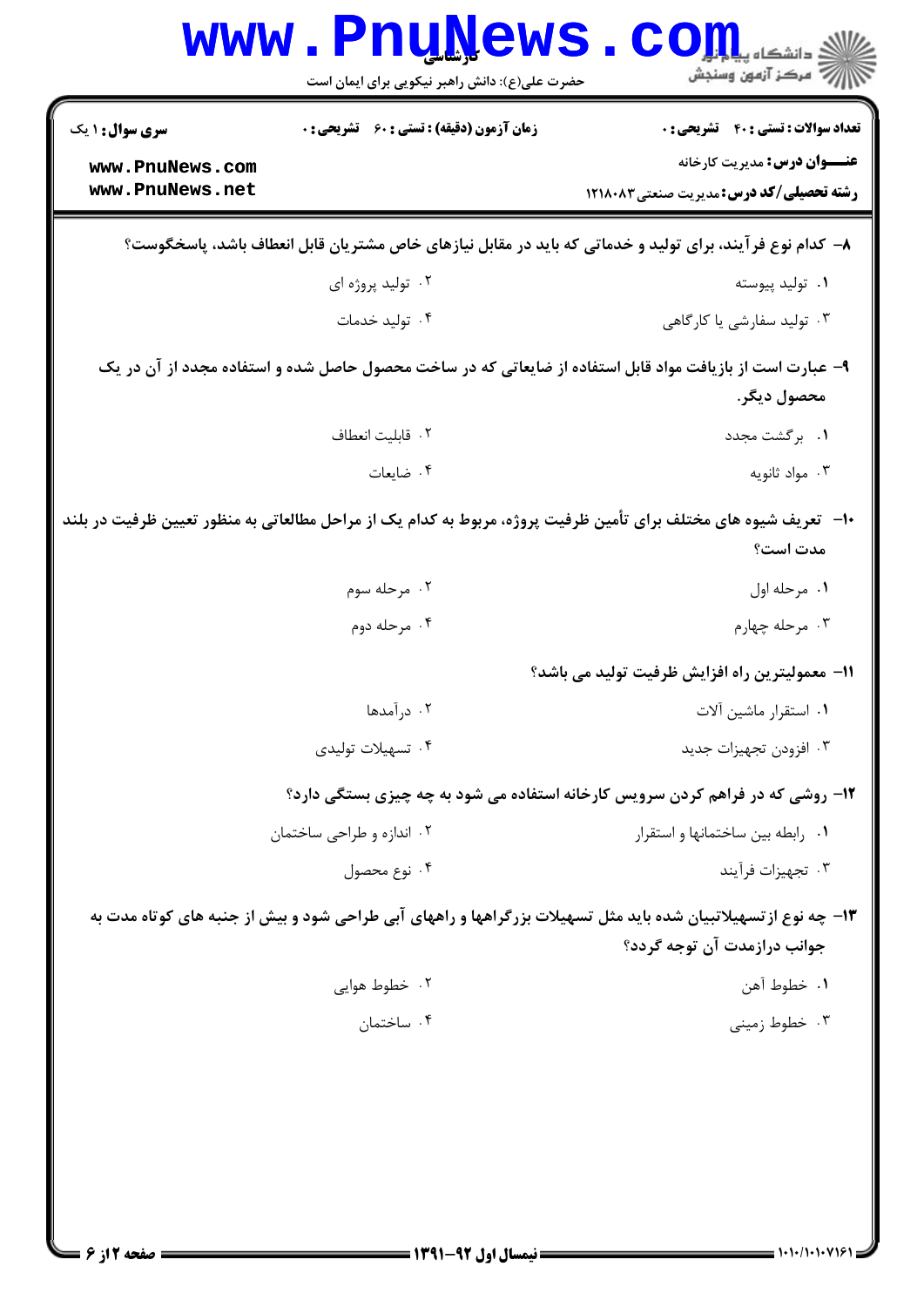۸– کدام نوع فرآیند، برای تولید و خدماتی که باید در مقابل نیازهای خاص مشتریان قابل انعطاف باشد، پاسخگوست؟

۱. تولید پیوسته
۲. تولید پروژه ای
۳. تولید سفارشی یا کارگاهی
۴. تولید خدمات

۹– عبارت است از بازیافت مواد قابل استفاده از ضایعاتی که در ساخت محصول حاصل شده و استفاده مجدد از آن در یک محصول دیگر.

۱. برگشت مجدد
۲. قابلیت انعطاف
۳. مواد ثانویه
۴. ضایعات

۱۰– تعریف شیوه های مختلف برای تأمین ظرفیت پروژه، مربوط به کدام یک از مراحل مطالعاتی به منظور تعیین ظرفیت در بلند مدت است؟

۱. مرحله اول
۲. مرحله سوم
۳. مرحله چهارم
۴. مرحله دوم

۱۱– معمولیترین راه افزایش ظرفیت تولید می باشد؟

۱. استقرار ماشین آلات
۲. درآمدها
۳. افزودن تجهیزات جدید
۴. تسهیلات تولیدی

۱۲– روشی که در فراهم کردن سرویس کارخانه استفاده می شود به چه چیزی بستگی دارد؟

۱. رابطه بین ساختمانها و استقرار
۲. اندازه و طراحی ساختمان
۳. تجهیزات فرآیند
۴. نوع محصول

۱۳– چه نوع ازتسهیلاتبیان شده باید مثل تسهیلات بزرگراهها و راههای آبی طراحی شود و بیش از جنبه های کوتاه مدت به جوانب درازمدت آن توجه گردد؟

۱. خطوط آهن
۲. خطوط هوایی
۳. خطوط زمینی
۴. ساختمان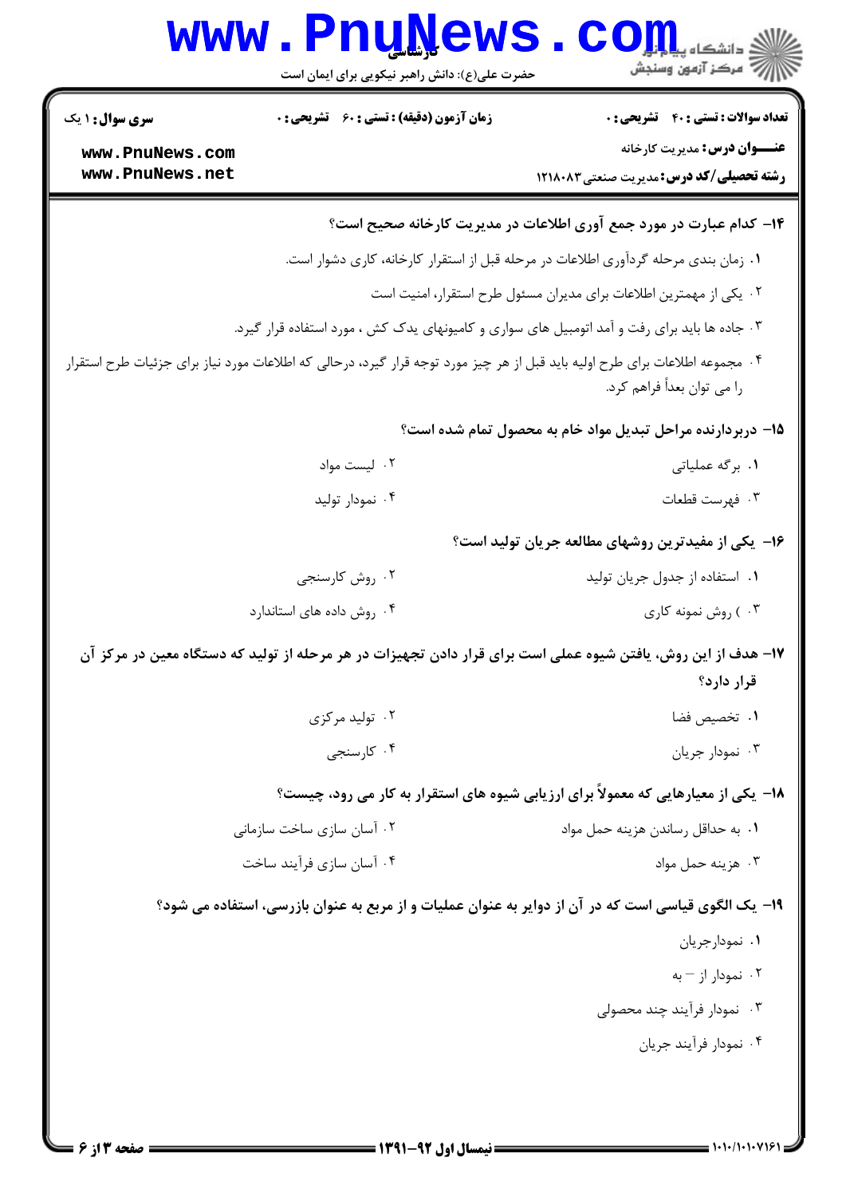۱۴- کدام عبارت در مورد جمع آوری اطلاعات در مدیریت کارخانه صحیح است؟

۱. زمان بندی مرحله گردآوری اطلاعات در مرحله قبل از استقرار کارخانه، کاری دشوار است.

۲. یکی از مهمترین اطلاعات برای مدیران مسئول طرح استقرار، امنیت است

۳. جاده ها باید برای رفت و آمد اتومبیل های سواری و کامیونهای یدک کش ، مورد استفاده قرار گیرد.

۴. مجموعه اطلاعات برای طرح اولیه باید قبل از هر چیز مورد توجه قرار گیرد، درحالی که اطلاعات مورد نیاز برای جزئیات طرح استقرار را می توان بعداً فراهم کرد.

۱۵- دربردارنده مراحل تبدیل مواد خام به محصول تمام شده است؟

۱. برگه عملیاتی

۲. لیست مواد

۳. فهرست قطعات

۴. نمودار تولید

۱۶- یکی از مفیدترین روشهای مطالعه جریان تولید است؟

۱. استفاده از جدول جریان تولید

۲. روش کارسنجی

۳. ) روش نمونه کاری

۴. روش داده های استاندارد

۱۷- هدف از این روش، یافتن شیوه عملی است برای قرار دادن تجهیزات در هر مرحله از تولید که دستگاه معین در مرکز آن قرار دارد؟

۱. تخصیص فضا

۲. تولید مرکزی

۳. نمودار جریان

۴. کارسنجی

۱۸- یکی از معیارهایی که معمولاً برای ارزیابی شیوه های استقرار به کار می رود، چیست؟

۱. به حداقل رساندن هزینه حمل مواد

۲. آسان سازی ساخت سازمانی

۳. هزینه حمل مواد

۴. آسان سازی فرآیند ساخت

۱۹- یک الگوی قیاسی است که در آن از دوایر به عنوان عملیات و از مربع به عنوان بازرسی، استفاده می شود؟

۱. نمودارجریان

۲. نمودار از – به

۳. نمودار فرآیند چند محصولی

۴. نمودار فرآیند جریان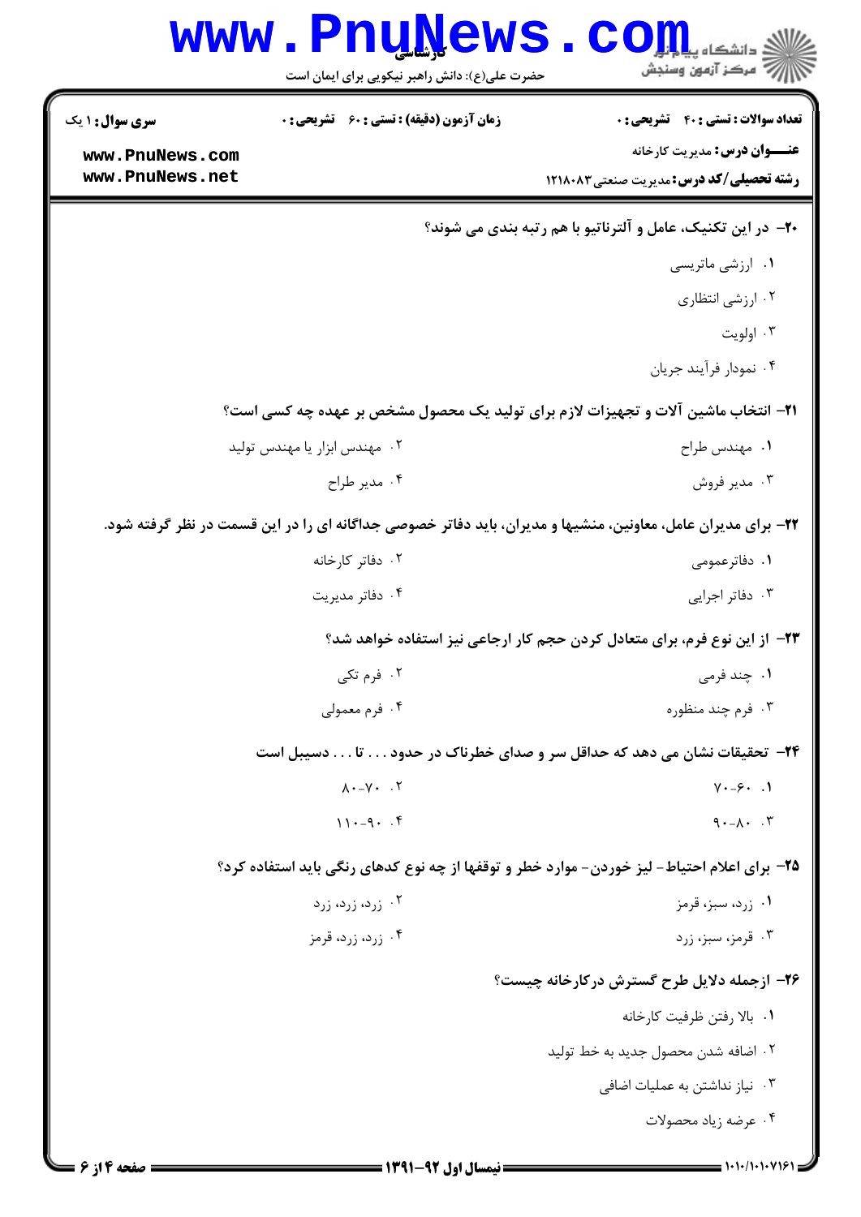۲۰- در این تکنیک، عامل و آلترناتیو با هم رتبه بندی می شوند؟

۱. ارزشی ماتریسی

۲. ارزشی انتظاری

۳. اولویت

۴. نمودار فرآیند جریان

۲۱- انتخاب ماشین آلات و تجهیزات لازم برای تولید یک محصول مشخص بر عهده چه کسی است؟

۱. مهندس طراح

۲. مهندس ابزار یا مهندس تولید

۳. مدیر فروش

۴. مدیر طراح

۲۲- برای مدیران عامل، معاونین، منشیها و مدیران، باید دفاتر خصوصی جداگانه ای را در این قسمت در نظر گرفته شود.

۱. دفاترعمومی

۲. دفاتر کارخانه

۳. دفاتر اجرایی

۴. دفاتر مدیریت

۲۳- از این نوع فرم، برای متعادل کردن حجم کار ارجاعی نیز استفاده خواهد شد؟

۱. چند فرمی

۲. فرم تکی

۳. فرم چند منظوره

۴. فرم معمولی

۲۴- تحقیقات نشان می دهد که حداقل سر و صدای خطرناک در حدود . . . تا . . . دسیبل است

۱. ۶۰-۷۰

۲. ۷۰-۸۰

۳. ۸۰-۹۰

۴. ۹۰-۱۱۰

۲۵- برای اعلام احتیاط- لیز خوردن- موارد خطر و توقفها از چه نوع کدهای رنگی باید استفاده کرد؟

۱. زرد، سبز، قرمز

۲. زرد، زرد، زرد

۳. قرمز، سبز، زرد

۴. زرد، زرد، قرمز

۲۶- ازجمله دلایل طرح گسترش درکارخانه چیست؟

۱. بالا رفتن ظرفیت کارخانه

۲. اضافه شدن محصول جدید به خط تولید

۳. نیاز نداشتن به عملیات اضافی

۴. عرضه زیاد محصولات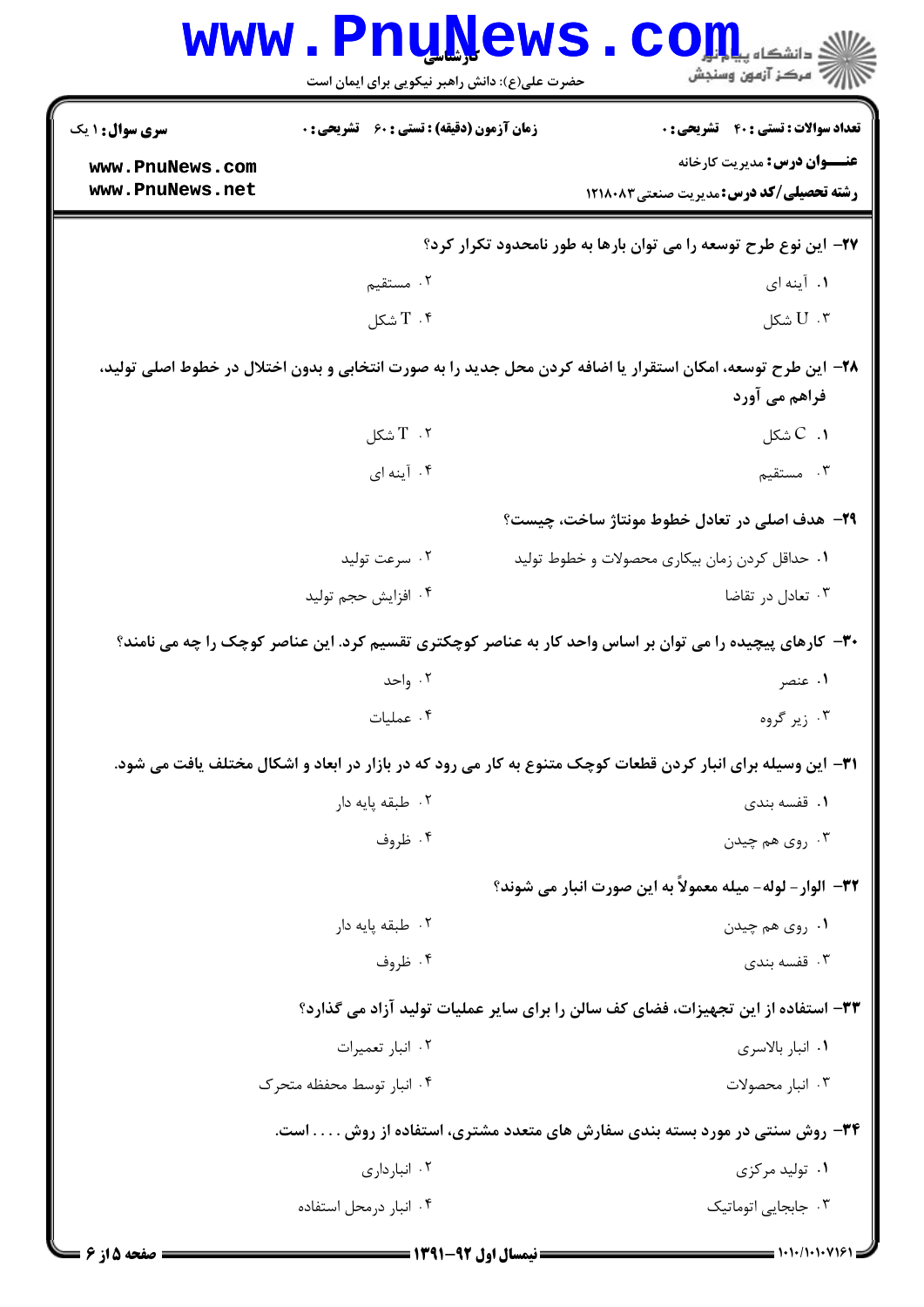۲۷- این نوع طرح توسعه را می توان بارها به طور نامحدود تکرار کرد؟

۱. آینه ای

۲. مستقیم

۳. U شکل

۴. T شکل

۲۸- این طرح توسعه، امکان استقرار یا اضافه کردن محل جدید را به صورت انتخابی و بدون اختلال در خطوط اصلی تولید، فراهم می آورد

۱. C شکل

۲. T شکل

۳. مستقیم

۴. آینه ای

۲۹- هدف اصلی در تعادل خطوط مونتاژ ساخت، چیست؟

۱. حداقل کردن زمان بیکاری محصولات و خطوط تولید

۲. سرعت تولید

۳. تعادل در تقاضا

۴. افزایش حجم تولید

۳۰- کارهای پیچیده را می توان بر اساس واحد کار به عناصر کوچکتری تقسیم کرد. این عناصر کوچک را چه می نامند؟

۱. عنصر

۲. واحد

۳. زیر گروه

۴. عملیات

۳۱- این وسیله برای انبار کردن قطعات کوچک متنوع به کار می رود که در بازار در ابعاد و اشکال مختلف یافت می شود.

۱. قفسه بندی

۲. طبقه پایه دار

۳. روی هم چیدن

۴. ظروف

۳۲- الوار- لوله- میله معمولاً به این صورت انبار می شوند؟

۱. روی هم چیدن

۲. طبقه پایه دار

۳. قفسه بندی

۴. ظروف

۳۳- استفاده از این تجهیزات، فضای کف سالن را برای سایر عملیات تولید آزاد می گذارد؟

۱. انبار بالاسری

۲. انبار تعمیرات

۳. انبار محصولات

۴. انبار توسط محفظه متحرک

۳۴- روش سنتی در مورد بسته بندی سفارش های متعدد مشتری، استفاده از روش . . . . است.

۱. تولید مرکزی

۲. انبارداری

۳. جابجایی اتوماتیک

۴. انبار درمحل استفاده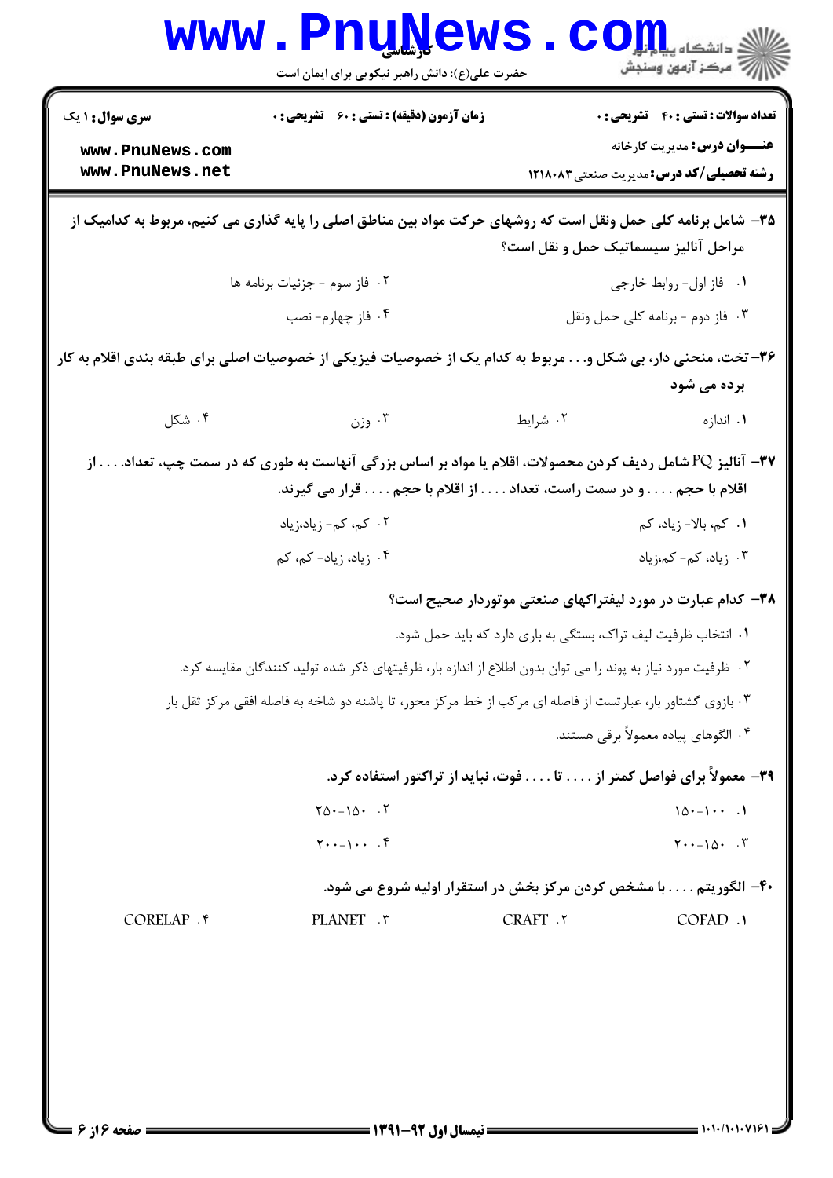۳۵- شامل برنامه کلی حمل ونقل است که روشهای حرکت مواد بین مناطق اصلی را پایه گذاری می کنیم، مربوط به کدامیک از مراحل آنالیز سیسماتیک حمل و نقل است؟

۱. فاز اول- روابط خارجی

۲. فاز سوم - جزئیات برنامه ها

۳. فاز دوم - برنامه کلی حمل ونقل

۴. فاز چهارم- نصب

۳۶- تخت، منحنی دار، بی شکل و... مربوط به کدام یک از خصوصیات فیزیکی از خصوصیات اصلی برای طبقه بندی اقلام به کار برده می شود

۱. اندازه

۲. شرایط

۳. وزن

۴. شکل

۳۷- آنالیز PQ شامل ردیف کردن محصولات، اقلام یا مواد بر اساس بزرگی آنهاست به طوری که در سمت چپ، تعداد.... از اقلام با حجم .... و در سمت راست، تعداد .... از اقلام با حجم .... قرار می گیرند.

۱. کم، بالا- زیاد، کم

۲. کم، کم- زیاد،زیاد

۳. زیاد، کم- کم،زیاد

۴. زیاد، زیاد- کم، کم

۳۸- کدام عبارت در مورد لیفتراکهای صنعتی موتوردار صحیح است؟

۱. انتخاب ظرفیت لیف تراک، بستگی به باری دارد که باید حمل شود.

۲. ظرفیت مورد نیاز به پوند را می توان بدون اطلاع از اندازه بار، ظرفیتهای ذکر شده تولید کنندگان مقایسه کرد.

۳. بازوی گشتاور بار، عبارتست از فاصله ای مرکب از خط مرکز محور، تا پاشنه دو شاخه به فاصله افقی مرکز ثقل بار

۴. الگوهای پیاده معمولاً برقی هستند.

۳۹- معمولاً برای فواصل کمتر از .... تا .... فوت، نباید از تراکتور استفاده کرد.

۱. ۱۵۰-۱۰۰

۲. ۲۵۰-۱۵۰

۳. ۲۰۰-۱۵۰

۴. ۲۰۰-۱۰۰

۴۰- الگوریتم .... با مشخص کردن مرکز بخش در استقرار اولیه شروع می شود.

۱. COFAD

۲. CRAFT

۳. PLANET

۴. CORELAP